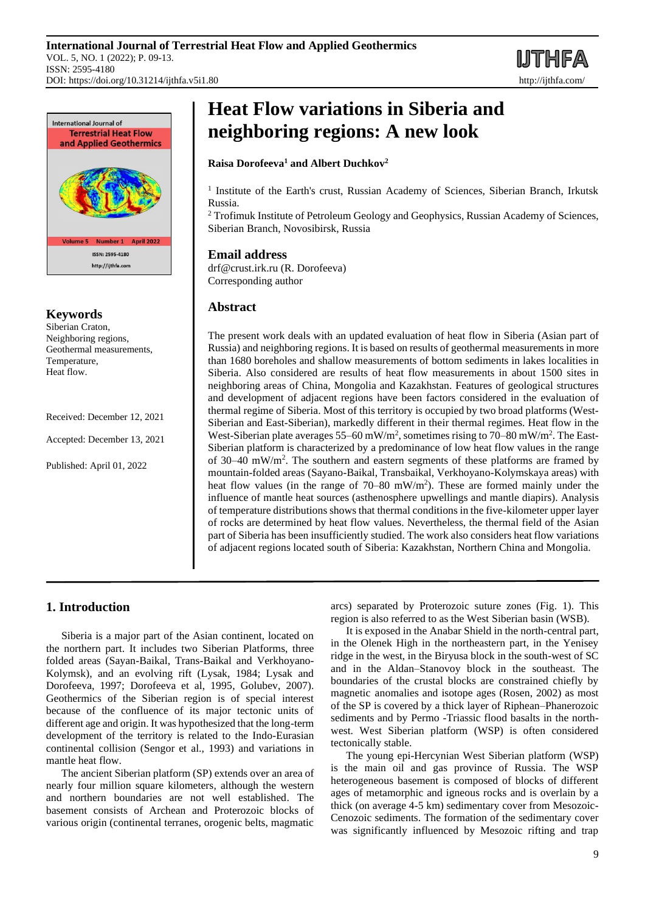# Heat Flow variations in Siberia and neighboring regions: A new look

**Raisa Dorofeeva[1] and Albert Duchkov[2]**

[1] Institute of the Earth's crust, Russian Academy of Sciences, Siberian Branch, Irkutsk Russia.
[2] Trofimuk Institute of Petroleum Geology and Geophysics, Russian Academy of Sciences, Siberian Branch, Novosibirsk, Russia

## Email address

drf@crust.irk.ru (R. Dorofeeva)
Corresponding author

## Keywords

Siberian Craton,
Neighboring regions,
Geothermal measurements,
Temperature,
Heat flow.

Received: December 12, 2021

Accepted: December 13, 2021

Published: April 01, 2022

## Abstract

The present work deals with an updated evaluation of heat flow in Siberia (Asian part of Russia) and neighboring regions. It is based on results of geothermal measurements in more than 1680 boreholes and shallow measurements of bottom sediments in lakes localities in Siberia. Also considered are results of heat flow measurements in about 1500 sites in neighboring areas of China, Mongolia and Kazakhstan. Features of geological structures and development of adjacent regions have been factors considered in the evaluation of thermal regime of Siberia. Most of this territory is occupied by two broad platforms (West-Siberian and East-Siberian), markedly different in their thermal regimes. Heat flow in the West-Siberian plate averages 55–60 mW/m$^2$, sometimes rising to 70–80 mW/m$^2$. The East-Siberian platform is characterized by a predominance of low heat flow values in the range of 30–40 mW/m$^2$. The southern and eastern segments of these platforms are framed by mountain-folded areas (Sayano-Baikal, Transbaikal, Verkhoyano-Kolymskaya areas) with heat flow values (in the range of 70–80 mW/m$^2$). These are formed mainly under the influence of mantle heat sources (asthenosphere upwellings and mantle diapirs). Analysis of temperature distributions shows that thermal conditions in the five-kilometer upper layer of rocks are determined by heat flow values. Nevertheless, the thermal field of the Asian part of Siberia has been insufficiently studied. The work also considers heat flow variations of adjacent regions located south of Siberia: Kazakhstan, Northern China and Mongolia.

## 1. Introduction

Siberia is a major part of the Asian continent, located on the northern part. It includes two Siberian Platforms, three folded areas (Sayan-Baikal, Trans-Baikal and Verkhoyano-Kolymsk), and an evolving rift (Lysak, 1984; Lysak and Dorofeeva, 1997; Dorofeeva et al, 1995, Golubev, 2007). Geothermics of the Siberian region is of special interest because of the confluence of its major tectonic units of different age and origin. It was hypothesized that the long-term development of the territory is related to the Indo-Eurasian continental collision (Sengor et al., 1993) and variations in mantle heat flow.

The ancient Siberian platform (SP) extends over an area of nearly four million square kilometers, although the western and northern boundaries are not well established. The basement consists of Archean and Proterozoic blocks of various origin (continental terranes, orogenic belts, magmatic arcs) separated by Proterozoic suture zones (Fig. 1). This region is also referred to as the West Siberian basin (WSB).

It is exposed in the Anabar Shield in the north-central part, in the Olenek High in the northeastern part, in the Yenisey ridge in the west, in the Biryusa block in the south-west of SC and in the Aldan–Stanovoy block in the southeast. The boundaries of the crustal blocks are constrained chiefly by magnetic anomalies and isotope ages (Rosen, 2002) as most of the SP is covered by a thick layer of Riphean–Phanerozoic sediments and by Permo -Triassic flood basalts in the north-west. West Siberian platform (WSP) is often considered tectonically stable.

The young epi-Hercynian West Siberian platform (WSP) is the main oil and gas province of Russia. The WSP heterogeneous basement is composed of blocks of different ages of metamorphic and igneous rocks and is overlain by a thick (on average 4-5 km) sedimentary cover from Mesozoic-Cenozoic sediments. The formation of the sedimentary cover was significantly influenced by Mesozoic rifting and trap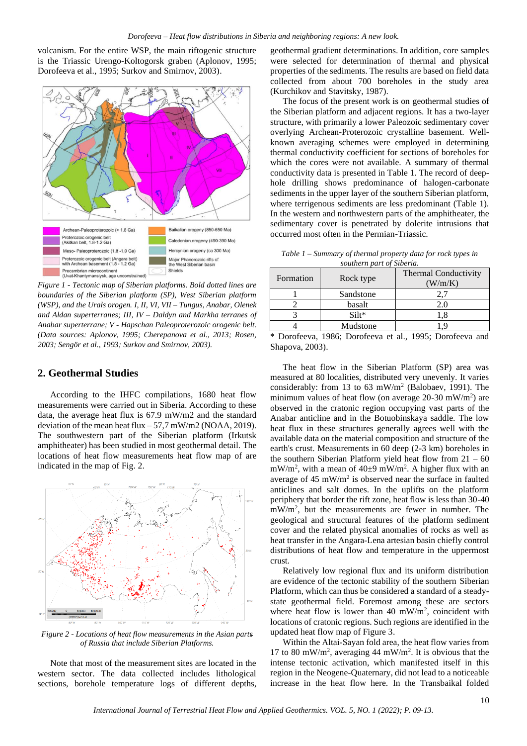volcanism. For the entire WSP, the main riftogenic structure is the Triassic Urengo-Koltogorsk graben (Aplonov, 1995; Dorofeeva et al., 1995; Surkov and Smirnov, 2003).

*Figure 1 - Tectonic map of Siberian platforms. Bold dotted lines are boundaries of the Siberian platform (SP), West Siberian platform (WSP), and the Urals orogen. I, II, VI, VII – Tungus, Anabar, Olenek and Aldan superterranes; III, IV – Daldyn and Markha terranes of Anabar superterrane; V - Hapschan Paleoproterozoic orogenic belt. (Data sources: Aplonov, 1995; Cherepanova et al., 2013; Rosen, 2003; Sengör et al., 1993; Surkov and Smirnov, 2003).*

## 2. Geothermal Studies

According to the IHFC compilations, 1680 heat flow measurements were carried out in Siberia. According to these data, the average heat flux is 67.9 mW/m2 and the standard deviation of the mean heat flux – 57,7 mW/m2 (NOAA, 2019). The southwestern part of the Siberian platform (Irkutsk amphitheater) has been studied in most geothermal detail. The locations of heat flow measurements heat flow map of are indicated in the map of Fig. 2.

*Figure 2 - Locations of heat flow measurements in the Asian parts of Russia that include Siberian Platforms.*

Note that most of the measurement sites are located in the western sector. The data collected includes lithological sections, borehole temperature logs of different depths, geothermal gradient determinations. In addition, core samples were selected for determination of thermal and physical properties of the sediments. The results are based on field data collected from about 700 boreholes in the study area (Kurchikov and Stavitsky, 1987).

The focus of the present work is on geothermal studies of the Siberian platform and adjacent regions. It has a two-layer structure, with primarily a lower Paleozoic sedimentary cover overlying Archean-Proterozoic crystalline basement. Well-known averaging schemes were employed in determining thermal conductivity coefficient for sections of boreholes for which the cores were not available. A summary of thermal conductivity data is presented in Table 1. The record of deep-hole drilling shows predominance of halogen-carbonate sediments in the upper layer of the southern Siberian platform, where terrigenous sediments are less predominant (Table 1). In the western and northwestern parts of the amphitheater, the sedimentary cover is penetrated by dolerite intrusions that occurred most often in the Permian-Triassic.

*Table 1 – Summary of thermal property data for rock types in southern part of Siberia.*

| Formation | Rock type | Thermal Conductivity (W/m/K) |
|---|---|---|
| 1 | Sandstone | 2,7 |
| 2 | basalt | 2.0 |
| 3 | Silt* | 1,8 |
| 4 | Mudstone | 1,9 |

\* Dorofeeva, 1986; Dorofeeva et al., 1995; Dorofeeva and Shapova, 2003).

The heat flow in the Siberian Platform (SP) area was measured at 80 localities, distributed very unevenly. It varies considerably: from 13 to 63 mW/m$^2$ (Balobaev, 1991). The minimum values of heat flow (on average 20-30 mW/m$^2$) are observed in the cratonic region occupying vast parts of the Anabar anticline and in the Botuobinskaya saddle. The low heat flux in these structures generally agrees well with the available data on the material composition and structure of the earth's crust. Measurements in 60 deep (2-3 km) boreholes in the southern Siberian Platform yield heat flow from 21 – 60 mW/m$^2$, with a mean of 40±9 mW/m$^2$. A higher flux with an average of 45 mW/m$^2$ is observed near the surface in faulted anticlines and salt domes. In the uplifts on the platform periphery that border the rift zone, heat flow is less than 30-40 mW/m$^2$, but the measurements are fewer in number. The geological and structural features of the platform sediment cover and the related physical anomalies of rocks as well as heat transfer in the Angara-Lena artesian basin chiefly control distributions of heat flow and temperature in the uppermost crust.

Relatively low regional flux and its uniform distribution are evidence of the tectonic stability of the southern Siberian Platform, which can thus be considered a standard of a steady-state geothermal field. Foremost among these are sectors where heat flow is lower than 40 mW/m$^2$, coincident with locations of cratonic regions. Such regions are identified in the updated heat flow map of Figure 3.

Within the Altai-Sayan fold area, the heat flow varies from 17 to 80 mW/m$^2$, averaging 44 mW/m$^2$. It is obvious that the intense tectonic activation, which manifested itself in this region in the Neogene-Quaternary, did not lead to a noticeable increase in the heat flow here. In the Transbaikal folded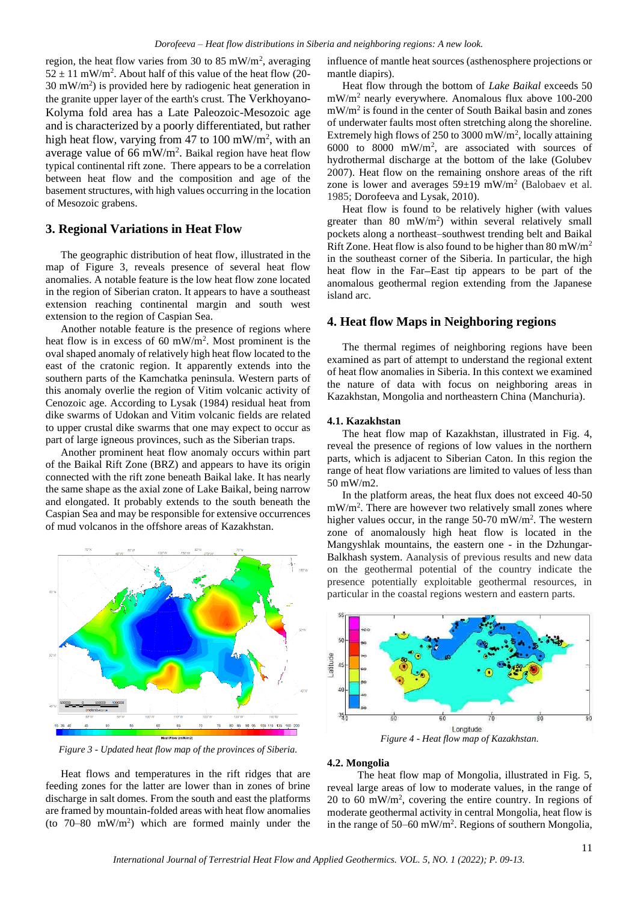region, the heat flow varies from 30 to 85 mW/m$^2$, averaging $52 \pm 11$ mW/m$^2$. About half of this value of the heat flow (20-30 mW/m$^2$) is provided here by radiogenic heat generation in the granite upper layer of the earth's crust. The Verkhoyano-Kolyma fold area has a Late Paleozoic-Mesozoic age and is characterized by a poorly differentiated, but rather high heat flow, varying from 47 to 100 mW/m$^2$, with an average value of 66 mW/m$^2$. Baikal region have heat flow typical continental rift zone. There appears to be a correlation between heat flow and the composition and age of the basement structures, with high values occurring in the location of Mesozoic grabens.

## 3. Regional Variations in Heat Flow

The geographic distribution of heat flow, illustrated in the map of Figure 3, reveals presence of several heat flow anomalies. A notable feature is the low heat flow zone located in the region of Siberian craton. It appears to have a southeast extension reaching continental margin and south west extension to the region of Caspian Sea.

Another notable feature is the presence of regions where heat flow is in excess of 60 mW/m$^2$. Most prominent is the oval shaped anomaly of relatively high heat flow located to the east of the cratonic region. It apparently extends into the southern parts of the Kamchatka peninsula. Western parts of this anomaly overlie the region of Vitim volcanic activity of Cenozoic age. According to Lysak (1984) residual heat from dike swarms of Udokan and Vitim volcanic fields are related to upper crustal dike swarms that one may expect to occur as part of large igneous provinces, such as the Siberian traps.

Another prominent heat flow anomaly occurs within part of the Baikal Rift Zone (BRZ) and appears to have its origin connected with the rift zone beneath Baikal lake. It has nearly the same shape as the axial zone of Lake Baikal, being narrow and elongated. It probably extends to the south beneath the Caspian Sea and may be responsible for extensive occurrences of mud volcanos in the offshore areas of Kazakhstan.

*Figure 3 - Updated heat flow map of the provinces of Siberia.*

Heat flows and temperatures in the rift ridges that are feeding zones for the latter are lower than in zones of brine discharge in salt domes. From the south and east the platforms are framed by mountain-folded areas with heat flow anomalies (to 70–80 mW/m$^2$) which are formed mainly under the influence of mantle heat sources (asthenosphere projections or mantle diapirs).

Heat flow through the bottom of *Lake Baikal* exceeds 50 mW/m$^2$ nearly everywhere. Anomalous flux above 100-200 mW/m$^2$ is found in the center of South Baikal basin and zones of underwater faults most often stretching along the shoreline. Extremely high flows of 250 to 3000 mW/m$^2$, locally attaining 6000 to 8000 mW/m$^2$, are associated with sources of hydrothermal discharge at the bottom of the lake (Golubev 2007). Heat flow on the remaining onshore areas of the rift zone is lower and averages $59 \pm 19$ mW/m$^2$ (Balobaev et al. 1985; Dorofeeva and Lysak, 2010).

Heat flow is found to be relatively higher (with values greater than 80 mW/m$^2$) within several relatively small pockets along a northeast–southwest trending belt and Baikal Rift Zone. Heat flow is also found to be higher than 80 mW/m$^2$ in the southeast corner of the Siberia. In particular, the high heat flow in the Far–East tip appears to be part of the anomalous geothermal region extending from the Japanese island arc.

## 4. Heat flow Maps in Neighboring regions

The thermal regimes of neighboring regions have been examined as part of attempt to understand the regional extent of heat flow anomalies in Siberia. In this context we examined the nature of data with focus on neighboring areas in Kazakhstan, Mongolia and northeastern China (Manchuria).

### 4.1. Kazakhstan

The heat flow map of Kazakhstan, illustrated in Fig. 4, reveal the presence of regions of low values in the northern parts, which is adjacent to Siberian Caton. In this region the range of heat flow variations are limited to values of less than 50 mW/m2.

In the platform areas, the heat flux does not exceed 40-50 mW/m$^2$. There are however two relatively small zones where higher values occur, in the range 50-70 mW/m$^2$. The western zone of anomalously high heat flow is located in the Mangyshlak mountains, the eastern one - in the Dzhungar-Balkhash system. Aanalysis of previous results and new data on the geothermal potential of the country indicate the presence potentially exploitable geothermal resources, in particular in the coastal regions western and eastern parts.

*Figure 4 - Heat flow map of Kazakhstan.*

### 4.2. Mongolia

The heat flow map of Mongolia, illustrated in Fig. 5, reveal large areas of low to moderate values, in the range of 20 to 60 mW/m$^2$, covering the entire country. In regions of moderate geothermal activity in central Mongolia, heat flow is in the range of 50–60 mW/m$^2$. Regions of southern Mongolia,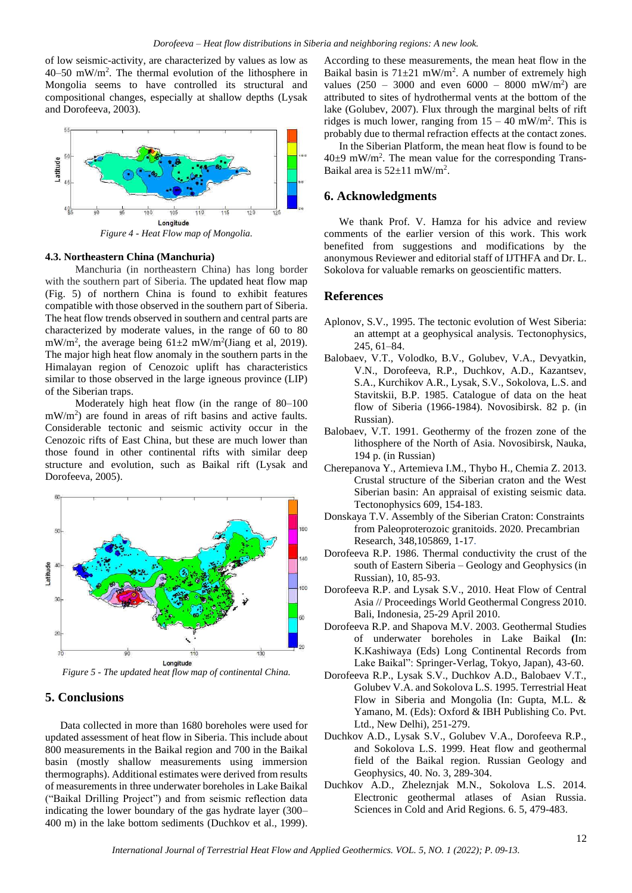of low seismic-activity, are characterized by values as low as 40–50 mW/m$^2$. The thermal evolution of the lithosphere in Mongolia seems to have controlled its structural and compositional changes, especially at shallow depths (Lysak and Dorofeeva, 2003).

*Figure 4 - Heat Flow map of Mongolia.*

### 4.3. Northeastern China (Manchuria)

Manchuria (in northeastern China) has long border with the southern part of Siberia. The updated heat flow map (Fig. 5) of northern China is found to exhibit features compatible with those observed in the southern part of Siberia. The heat flow trends observed in southern and central parts are characterized by moderate values, in the range of 60 to 80 mW/m$^2$, the average being 61±2 mW/m$^2$(Jiang et al, 2019). The major high heat flow anomaly in the southern parts in the Himalayan region of Cenozoic uplift has characteristics similar to those observed in the large igneous province (LIP) of the Siberian traps.

Moderately high heat flow (in the range of 80–100 mW/m$^2$) are found in areas of rift basins and active faults. Considerable tectonic and seismic activity occur in the Cenozoic rifts of East China, but these are much lower than those found in other continental rifts with similar deep structure and evolution, such as Baikal rift (Lysak and Dorofeeva, 2005).

*Figure 5 - The updated heat flow map of continental China.*

## 5. Conclusions

Data collected in more than 1680 boreholes were used for updated assessment of heat flow in Siberia. This include about 800 measurements in the Baikal region and 700 in the Baikal basin (mostly shallow measurements using immersion thermographs). Additional estimates were derived from results of measurements in three underwater boreholes in Lake Baikal ("Baikal Drilling Project") and from seismic reflection data indicating the lower boundary of the gas hydrate layer (300–400 m) in the lake bottom sediments (Duchkov et al., 1999). According to these measurements, the mean heat flow in the Baikal basin is 71±21 mW/m$^2$. A number of extremely high values (250 – 3000 and even 6000 – 8000 mW/m$^2$) are attributed to sites of hydrothermal vents at the bottom of the lake (Golubev, 2007). Flux through the marginal belts of rift ridges is much lower, ranging from 15 – 40 mW/m$^2$. This is probably due to thermal refraction effects at the contact zones.

In the Siberian Platform, the mean heat flow is found to be 40±9 mW/m$^2$. The mean value for the corresponding Trans-Baikal area is 52±11 mW/m$^2$.

## 6. Acknowledgments

We thank Prof. V. Hamza for his advice and review comments of the earlier version of this work. This work benefited from suggestions and modifications by the anonymous Reviewer and editorial staff of IJTHFA and Dr. L. Sokolova for valuable remarks on geoscientific matters.

## References

Aplonov, S.V., 1995. The tectonic evolution of West Siberia: an attempt at a geophysical analysis. Tectonophysics, 245, 61–84.

Balobaev, V.T., Volodko, B.V., Golubev, V.A., Devyatkin, V.N., Dorofeeva, R.P., Duchkov, A.D., Kazantsev, S.A., Kurchikov A.R., Lysak, S.V., Sokolova, L.S. and Stavitskii, B.P. 1985. Catalogue of data on the heat flow of Siberia (1966-1984). Novosibirsk. 82 p. (in Russian).

Balobaev, V.T. 1991. Geothermy of the frozen zone of the lithosphere of the North of Asia. Novosibirsk, Nauka, 194 p. (in Russian)

Cherepanova Y., Artemieva I.M., Thybo H., Chemia Z. 2013. Crustal structure of the Siberian craton and the West Siberian basin: An appraisal of existing seismic data. Tectonophysics 609, 154-183.

Donskaya T.V. Assembly of the Siberian Craton: Constraints from Paleoproterozoic granitoids. 2020. Precambrian Research, 348,105869, 1-17.

Dorofeeva R.P. 1986. Thermal conductivity the crust of the south of Eastern Siberia – Geology and Geophysics (in Russian), 10, 85-93.

Dorofeeva R.P. and Lysak S.V., 2010. Heat Flow of Central Asia // Proceedings World Geothermal Congress 2010. Bali, Indonesia, 25-29 April 2010.

Dorofeeva R.P. and Shapova M.V. 2003. Geothermal Studies of underwater boreholes in Lake Baikal (In: K.Kashiwaya (Eds) Long Continental Records from Lake Baikal": Springer-Verlag, Tokyo, Japan), 43-60.

Dorofeeva R.P., Lysak S.V., Duchkov A.D., Balobaev V.T., Golubev V.A. and Sokolova L.S. 1995. Terrestrial Heat Flow in Siberia and Mongolia (In: Gupta, M.L. & Yamano, M. (Eds): Oxford & IBH Publishing Co. Pvt. Ltd., New Delhi), 251-279.

Duchkov A.D., Lysak S.V., Golubev V.A., Dorofeeva R.P., and Sokolova L.S. 1999. Heat flow and geothermal field of the Baikal region. Russian Geology and Geophysics, 40. No. 3, 289-304.

Duchkov A.D., Zheleznjak M.N., Sokolova L.S. 2014. Electronic geothermal atlases of Asian Russia. Sciences in Cold and Arid Regions. 6. 5, 479-483.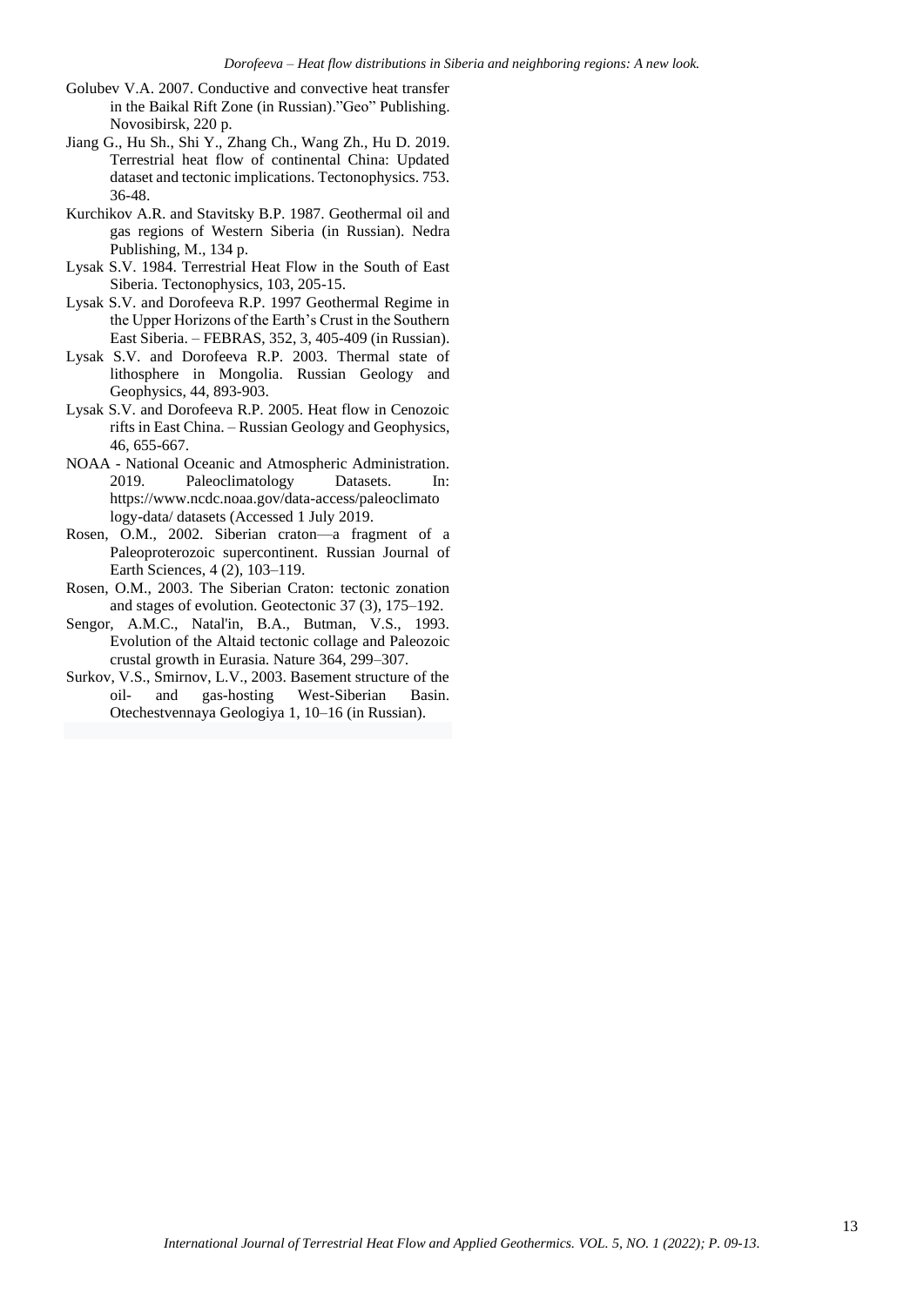Golubev V.A. 2007. Conductive and convective heat transfer in the Baikal Rift Zone (in Russian)."Geo" Publishing. Novosibirsk, 220 p.

Jiang G., Hu Sh., Shi Y., Zhang Ch., Wang Zh., Hu D. 2019. Terrestrial heat flow of continental China: Updated dataset and tectonic implications. Tectonophysics. 753. 36-48.

Kurchikov A.R. and Stavitsky B.P. 1987. Geothermal oil and gas regions of Western Siberia (in Russian). Nedra Publishing, M., 134 p.

Lysak S.V. 1984. Terrestrial Heat Flow in the South of East Siberia. Tectonophysics, 103, 205-15.

Lysak S.V. and Dorofeeva R.P. 1997 Geothermal Regime in the Upper Horizons of the Earth's Crust in the Southern East Siberia. – FEBRAS, 352, 3, 405-409 (in Russian).

Lysak S.V. and Dorofeeva R.P. 2003. Thermal state of lithosphere in Mongolia. Russian Geology and Geophysics, 44, 893-903.

Lysak S.V. and Dorofeeva R.P. 2005. Heat flow in Cenozoic rifts in East China. – Russian Geology and Geophysics, 46, 655-667.

NOAA - National Oceanic and Atmospheric Administration. 2019. Paleoclimatology Datasets. In: https://www.ncdc.noaa.gov/data-access/paleoclimatology-data/ datasets (Accessed 1 July 2019.

Rosen, O.M., 2002. Siberian craton—a fragment of a Paleoproterozoic supercontinent. Russian Journal of Earth Sciences, 4 (2), 103–119.

Rosen, O.M., 2003. The Siberian Craton: tectonic zonation and stages of evolution. Geotectonic 37 (3), 175–192.

Sengor, A.M.C., Natal'in, B.A., Butman, V.S., 1993. Evolution of the Altaid tectonic collage and Paleozoic crustal growth in Eurasia. Nature 364, 299–307.

Surkov, V.S., Smirnov, L.V., 2003. Basement structure of the oil- and gas-hosting West-Siberian Basin. Otechestvennaya Geologiya 1, 10–16 (in Russian).